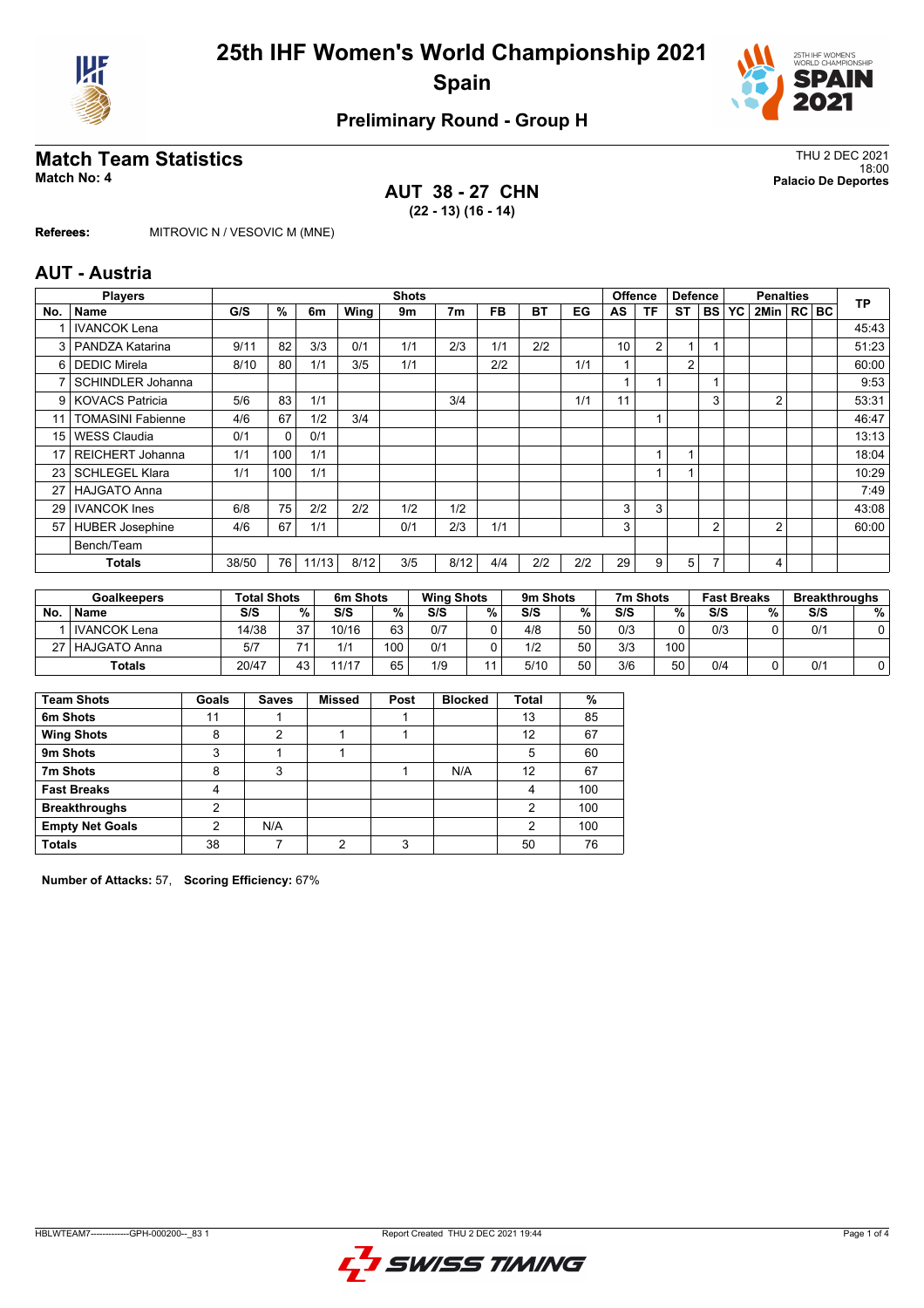# 25th IHF Women's World Championship 2021

## Spain

### Preliminary Round - Group H

## Match Team Statistics

**Match No: 4**

THU 2 DEC 2021
18:00
**Palacio De Deportes**

**AUT 38 - 27 CHN**
**(22 - 13) (16 - 14)**

**Referees:** MITROVIC N / VESOVIC M (MNE)

## AUT - Austria

| Players | | Shots | | | | | | | | | Offence | | Defence | | | Penalties | | | TP |
|---|---|---|---|---|---|---|---|---|---|---|---|---|---|---|---|---|---|---|---|
| No. | Name | G/S | % | 6m | Wing | 9m | 7m | FB | BT | EG | AS | TF | ST | BS | YC | 2Min | RC | BC | |
| 1 | IVANCOK Lena | | | | | | | | | | | | | | | | | | 45:43 |
| 3 | PANDZA Katarina | 9/11 | 82 | 3/3 | 0/1 | 1/1 | 2/3 | 1/1 | 2/2 | | 10 | 2 | 1 | 1 | | | | | 51:23 |
| 6 | DEDIC Mirela | 8/10 | 80 | 1/1 | 3/5 | 1/1 | | 2/2 | | 1/1 | 1 | | 2 | | | | | | 60:00 |
| 7 | SCHINDLER Johanna | | | | | | | | | | 1 | 1 | | 1 | | | | | 9:53 |
| 9 | KOVACS Patricia | 5/6 | 83 | 1/1 | | | 3/4 | | | 1/1 | 11 | | | 3 | | 2 | | | 53:31 |
| 11 | TOMASINI Fabienne | 4/6 | 67 | 1/2 | 3/4 | | | | | | | 1 | | | | | | | 46:47 |
| 15 | WESS Claudia | 0/1 | 0 | 0/1 | | | | | | | | | | | | | | | 13:13 |
| 17 | REICHERT Johanna | 1/1 | 100 | 1/1 | | | | | | | | 1 | 1 | | | | | | 18:04 |
| 23 | SCHLEGEL Klara | 1/1 | 100 | 1/1 | | | | | | | | 1 | 1 | | | | | | 10:29 |
| 27 | HAJGATO Anna | | | | | | | | | | | | | | | | | | 7:49 |
| 29 | IVANCOK Ines | 6/8 | 75 | 2/2 | 2/2 | 1/2 | 1/2 | | | | 3 | 3 | | | | | | | 43:08 |
| 57 | HUBER Josephine | 4/6 | 67 | 1/1 | | 0/1 | 2/3 | 1/1 | | | 3 | | | 2 | | 2 | | | 60:00 |
| | Bench/Team | | | | | | | | | | | | | | | | | | |
| | **Totals** | 38/50 | 76 | 11/13 | 8/12 | 3/5 | 8/12 | 4/4 | 2/2 | 2/2 | 29 | 9 | 5 | 7 | | 4 | | | |

| Goalkeepers | | Total Shots | | 6m Shots | | Wing Shots | | 9m Shots | | 7m Shots | | Fast Breaks | | Breakthroughs | |
|---|---|---|---|---|---|---|---|---|---|---|---|---|---|---|---|
| No. | Name | S/S | % | S/S | % | S/S | % | S/S | % | S/S | % | S/S | % | S/S | % |
| 1 | IVANCOK Lena | 14/38 | 37 | 10/16 | 63 | 0/7 | 0 | 4/8 | 50 | 0/3 | 0 | 0/3 | 0 | 0/1 | 0 |
| 27 | HAJGATO Anna | 5/7 | 71 | 1/1 | 100 | 0/1 | 0 | 1/2 | 50 | 3/3 | 100 | | | | |
| | **Totals** | 20/47 | 43 | 11/17 | 65 | 1/9 | 11 | 5/10 | 50 | 3/6 | 50 | 0/4 | 0 | 0/1 | 0 |

| Team Shots | Goals | Saves | Missed | Post | Blocked | Total | % |
|---|---|---|---|---|---|---|---|
| 6m Shots | 11 | 1 | | 1 | | 13 | 85 |
| Wing Shots | 8 | 2 | 1 | 1 | | 12 | 67 |
| 9m Shots | 3 | 1 | 1 | | | 5 | 60 |
| 7m Shots | 8 | 3 | | 1 | N/A | 12 | 67 |
| Fast Breaks | 4 | | | | | 4 | 100 |
| Breakthroughs | 2 | | | | | 2 | 100 |
| Empty Net Goals | 2 | N/A | | | | 2 | 100 |
| **Totals** | 38 | 7 | 2 | 3 | | 50 | 76 |

**Number of Attacks:** 57, **Scoring Efficiency:** 67%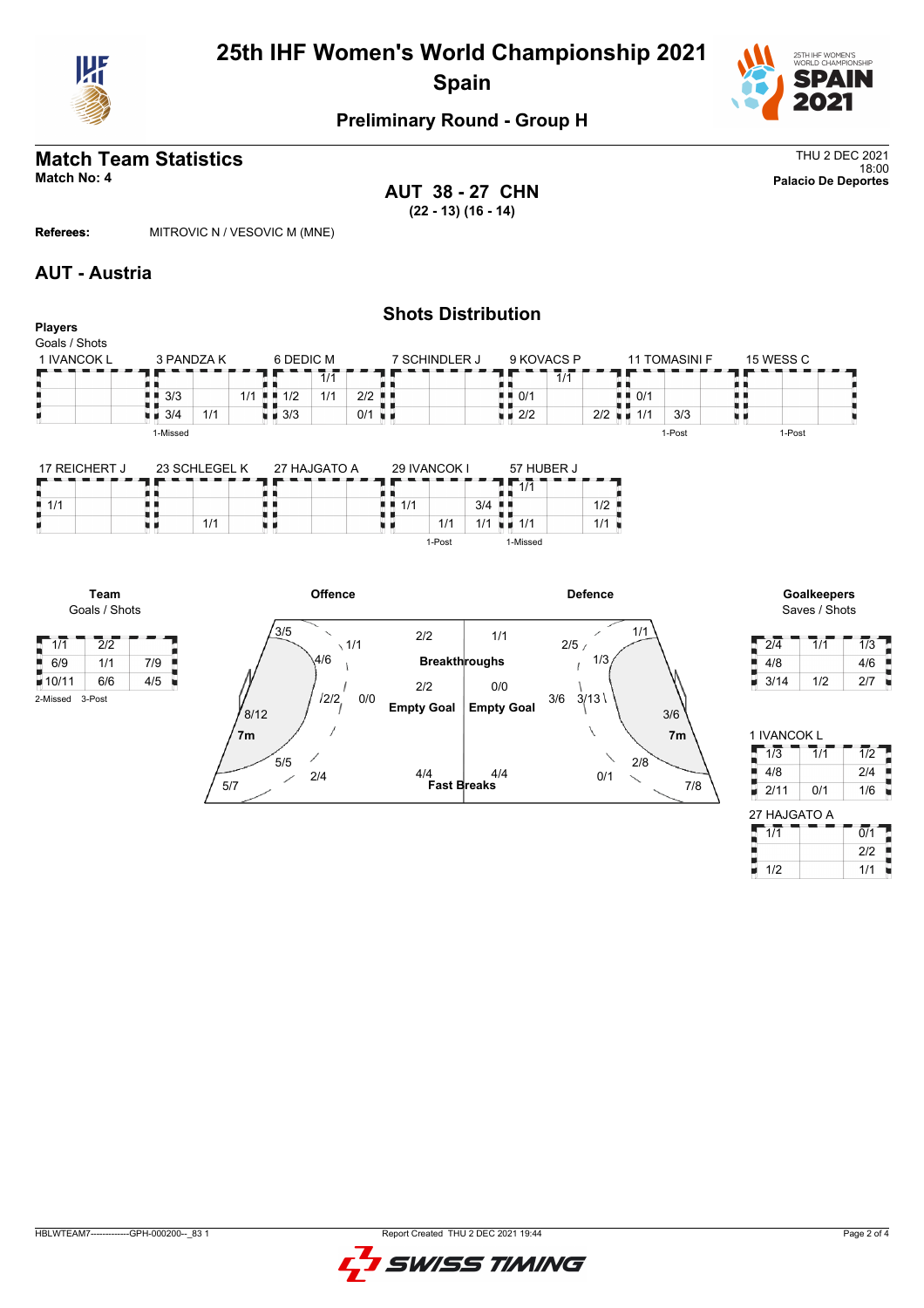# 25th IHF Women's World Championship 2021
## Spain

### Preliminary Round - Group H

## Match Team Statistics

**Match No: 4**

THU 2 DEC 2021
18:00
**Palacio De Deportes**

**AUT 38 - 27 CHN**
**(22 - 13) (16 - 14)**

**Referees:** MITROVIC N / VESOVIC M (MNE)

## AUT - Austria

### Shots Distribution

**Players**
Goals / Shots

**1 IVANCOK L**

| | | |
|---|---|---|
| | | |
| | | |
| | | |

**3 PANDZA K**

| | | |
|---|---|---|
| | | |
| 3/3 | | 1/1 |
| 3/4 | 1/1 | |

1-Missed

**6 DEDIC M**

| | | |
|---|---|---|
| | 1/1 | |
| 1/2 | 1/1 | 2/2 |
| 3/3 | | 0/1 |

**7 SCHINDLER J**

| | | |
|---|---|---|
| | | |
| | | |
| | | |

**9 KOVACS P**

| | | |
|---|---|---|
| | 1/1 | |
| 0/1 | | |
| 2/2 | | 2/2 |

**11 TOMASINI F**

| | | |
|---|---|---|
| | | |
| 0/1 | | |
| 1/1 | 3/3 | |

1-Post

**15 WESS C**

| | | |
|---|---|---|
| | | |
| | | |
| | | |

1-Post

**17 REICHERT J**

| | | |
|---|---|---|
| | | |
| 1/1 | | |
| | | |

**23 SCHLEGEL K**

| | | |
|---|---|---|
| | | |
| | | |
| | 1/1 | |

**27 HAJGATO A**

| | | |
|---|---|---|
| | | |
| | | |
| | | |

**29 IVANCOK I**

| | | |
|---|---|---|
| | | |
| 1/1 | | 3/4 |
| | 1/1 | 1/1 |

1-Post

**57 HUBER J**

| | | |
|---|---|---|
| | 1/1 | |
| | | 1/2 |
| 1/1 | | 1/1 |

1-Missed

**Team**
Goals / Shots

| | | |
|---|---|---|
| 1/1 | 2/2 | |
| 6/9 | 1/1 | 7/9 |
| 10/11 | 6/6 | 4/5 |

2-Missed 3-Post

**Offence**

| Zone | Goals / Shots |
|---|---|
| Left wing (upper) | 3/5 |
| Left back | 4/6 |
| Centre back (upper) | 1/1 |
| Centre (9m) | 2/2 |
| Centre (6m) | 0/0 |
| Left 6m | 8/12 |
| Left wing (lower) | 5/5 |
| Right (lower) | 2/4 |
| Left corner | 5/7 |
| Breakthroughs | 2/2 |
| Empty Goal | 2/2 |
| Fast Breaks | 4/4 |

**Defence**

| Zone | Goals / Shots |
|---|---|
| Breakthroughs | 1/1 |
| Empty Goal | 0/0 |
| Fast Breaks | 4/4 |
| Upper | 2/5 |
| Right back | 1/3 |
| Right wing (upper) | 1/1 |
| Centre (9m) | 3/6 |
| Centre (6m) | 3/13 |
| Right 6m | 3/6 |
| Lower | 0/1 |
| Right (lower) | 2/8 |
| Right corner | 7/8 |

**Goalkeepers**
Saves / Shots

| | | |
|---|---|---|
| 2/4 | 1/1 | 1/3 |
| 4/8 | | 4/6 |
| 3/14 | 1/2 | 2/7 |

**1 IVANCOK L**

| | | |
|---|---|---|
| 1/3 | 1/1 | 1/2 |
| 4/8 | | 2/4 |
| 2/11 | 0/1 | 1/6 |

**27 HAJGATO A**

| | | |
|---|---|---|
| 1/1 | | 0/1 |
| | | 2/2 |
| 1/2 | | 1/1 |

HBLWTEAM7--------------GPH-000200--_83 1 Report Created THU 2 DEC 2021 19:44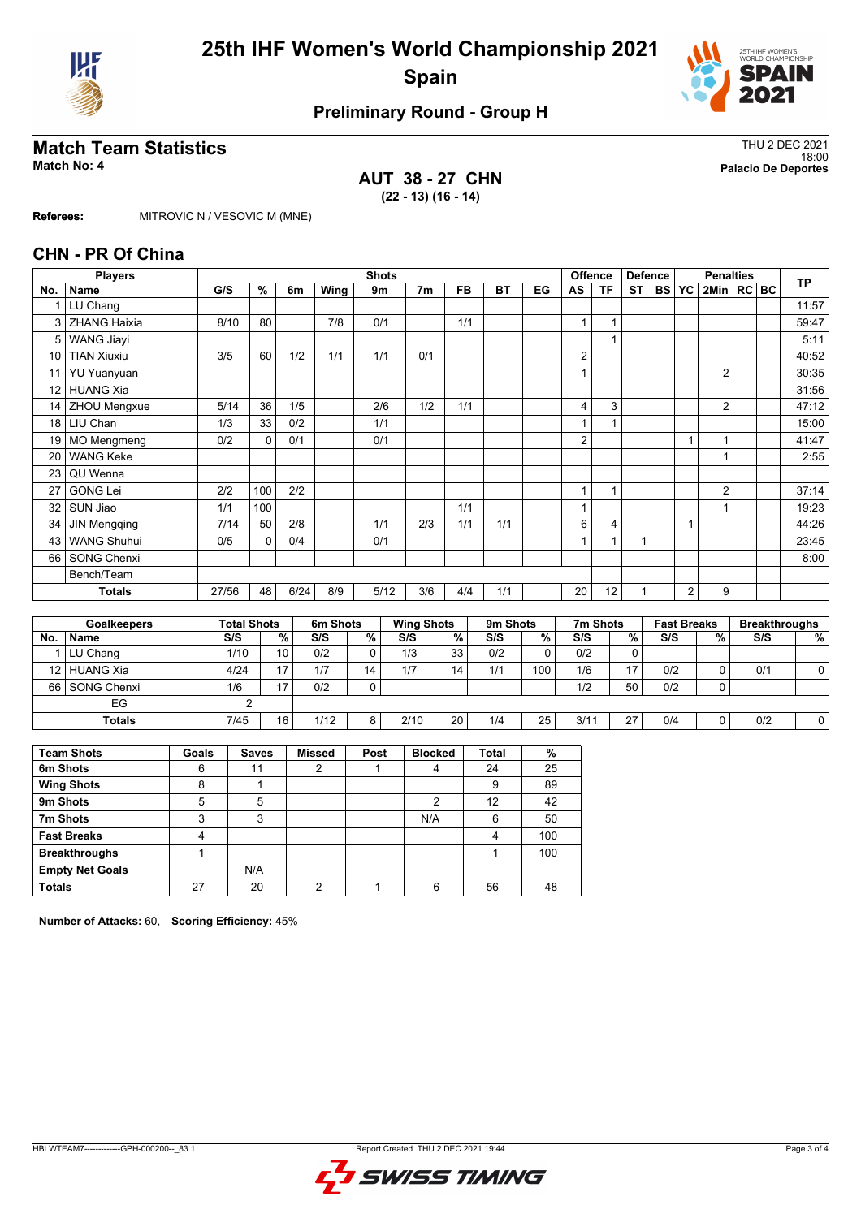# 25th IHF Women's World Championship 2021
## Spain

### Preliminary Round - Group H

## Match Team Statistics
**Match No: 4**

THU 2 DEC 2021
18:00
**Palacio De Deportes**

**AUT 38 - 27 CHN**
**(22 - 13) (16 - 14)**

**Referees:** MITROVIC N / VESOVIC M (MNE)

## CHN - PR Of China

| Players | | Shots | | | | | | | | | Offence | | Defence | | Penalties | | | | TP |
|---|---|---|---|---|---|---|---|---|---|---|---|---|---|---|---|---|---|---|---|
| No. | Name | G/S | % | 6m | Wing | 9m | 7m | FB | BT | EG | AS | TF | ST | BS | YC | 2Min | RC | BC | |
| 1 | LU Chang | | | | | | | | | | | | | | | | | | 11:57 |
| 3 | ZHANG Haixia | 8/10 | 80 | | 7/8 | 0/1 | | 1/1 | | | 1 | 1 | | | | | | | 59:47 |
| 5 | WANG Jiayi | | | | | | | | | | | 1 | | | | | | | 5:11 |
| 10 | TIAN Xiuxiu | 3/5 | 60 | 1/2 | 1/1 | 1/1 | 0/1 | | | | 2 | | | | | | | | 40:52 |
| 11 | YU Yuanyuan | | | | | | | | | | 1 | | | | | 2 | | | 30:35 |
| 12 | HUANG Xia | | | | | | | | | | | | | | | | | | 31:56 |
| 14 | ZHOU Mengxue | 5/14 | 36 | 1/5 | | 2/6 | 1/2 | 1/1 | | | 4 | 3 | | | | 2 | | | 47:12 |
| 18 | LIU Chan | 1/3 | 33 | 0/2 | | 1/1 | | | | | 1 | 1 | | | | | | | 15:00 |
| 19 | MO Mengmeng | 0/2 | 0 | 0/1 | | 0/1 | | | | | 2 | | | | 1 | 1 | | | 41:47 |
| 20 | WANG Keke | | | | | | | | | | | | | | | 1 | | | 2:55 |
| 23 | QU Wenna | | | | | | | | | | | | | | | | | | |
| 27 | GONG Lei | 2/2 | 100 | 2/2 | | | | | | | 1 | 1 | | | | 2 | | | 37:14 |
| 32 | SUN Jiao | 1/1 | 100 | | | | | 1/1 | | | 1 | | | | | 1 | | | 19:23 |
| 34 | JIN Mengqing | 7/14 | 50 | 2/8 | | 1/1 | 2/3 | 1/1 | 1/1 | | 6 | 4 | | | 1 | | | | 44:26 |
| 43 | WANG Shuhui | 0/5 | 0 | 0/4 | | 0/1 | | | | | 1 | 1 | 1 | | | | | | 23:45 |
| 66 | SONG Chenxi | | | | | | | | | | | | | | | | | | 8:00 |
| | Bench/Team | | | | | | | | | | | | | | | | | | |
| | **Totals** | 27/56 | 48 | 6/24 | 8/9 | 5/12 | 3/6 | 4/4 | 1/1 | | 20 | 12 | 1 | | 2 | 9 | | | |

| Goalkeepers | | Total Shots | | 6m Shots | | Wing Shots | | 9m Shots | | 7m Shots | | Fast Breaks | | Breakthroughs | |
|---|---|---|---|---|---|---|---|---|---|---|---|---|---|---|---|
| No. | Name | S/S | % | S/S | % | S/S | % | S/S | % | S/S | % | S/S | % | S/S | % |
| 1 | LU Chang | 1/10 | 10 | 0/2 | 0 | 1/3 | 33 | 0/2 | 0 | 0/2 | 0 | | | | |
| 12 | HUANG Xia | 4/24 | 17 | 1/7 | 14 | 1/7 | 14 | 1/1 | 100 | 1/6 | 17 | 0/2 | 0 | 0/1 | 0 |
| 66 | SONG Chenxi | 1/6 | 17 | 0/2 | 0 | | | | | 1/2 | 50 | 0/2 | 0 | | |
| | EG | 2 | | | | | | | | | | | | | |
| | **Totals** | 7/45 | 16 | 1/12 | 8 | 2/10 | 20 | 1/4 | 25 | 3/11 | 27 | 0/4 | 0 | 0/2 | 0 |

| Team Shots | Goals | Saves | Missed | Post | Blocked | Total | % |
|---|---|---|---|---|---|---|---|
| 6m Shots | 6 | 11 | 2 | 1 | 4 | 24 | 25 |
| Wing Shots | 8 | 1 | | | | 9 | 89 |
| 9m Shots | 5 | 5 | | | 2 | 12 | 42 |
| 7m Shots | 3 | 3 | | | N/A | 6 | 50 |
| Fast Breaks | 4 | | | | | 4 | 100 |
| Breakthroughs | 1 | | | | | 1 | 100 |
| Empty Net Goals | | N/A | | | | | |
| Totals | 27 | 20 | 2 | 1 | 6 | 56 | 48 |

**Number of Attacks:** 60, **Scoring Efficiency:** 45%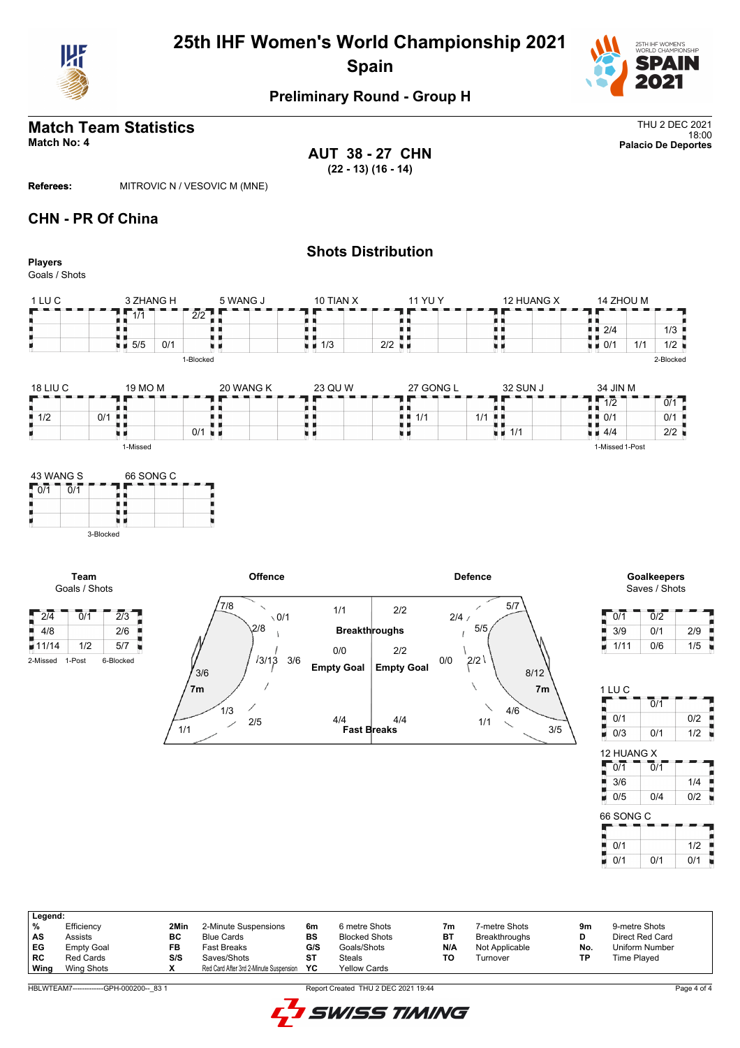# 25th IHF Women's World Championship 2021
## Spain

### Preliminary Round - Group H

## Match Team Statistics

**Match No: 4**

THU 2 DEC 2021
18:00
**Palacio De Deportes**

**AUT 38 - 27 CHN**
**(22 - 13) (16 - 14)**

**Referees:** MITROVIC N / VESOVIC M (MNE)

## CHN - PR Of China

### Shots Distribution

**Players**
Goals / Shots

1 LU C

3 ZHANG H
1/1 | | 2/2
5/5 | 0/1 |
1-Blocked

5 WANG J

10 TIAN X
1/3 | | 2/2

11 YU Y

12 HUANG X

14 ZHOU M
2/4 | | 1/3
0/1 | 1/1 | 1/2
2-Blocked

18 LIU C
1/2 | | 0/1
1-Missed

19 MO M
| | 0/1

20 WANG K

23 QU W

27 GONG L
1/1 | | 1/1

32 SUN J
1/1

34 JIN M
1/2 | | 0/1
0/1 | | 0/1
4/4 | | 2/2
1-Missed 1-Post

43 WANG S
0/1 | 0/1 |
3-Blocked

66 SONG C

**Team**
Goals / Shots

| | | |
|---|---|---|
| 2/4 | 0/1 | 2/3 |
| 4/8 | | 2/6 |
| 11/14 | 1/2 | 5/7 |

2-Missed 1-Post 6-Blocked

**Offence**

7/8, 0/1, 2/8, 3/6, 3/13, 3/6, 7m, 1/3, 2/5, 1/1

1/1 | 2/2
Breakthroughs
0/0 | 2/2
Empty Goal | Empty Goal
4/4 | 4/4
Fast Breaks

**Defence**

2/4, 5/7, 5/5, 0/0, 2/2, 8/12, 7m, 4/6, 1/1, 3/5

**Goalkeepers**
Saves / Shots

| | | |
|---|---|---|
| 0/1 | 0/2 | |
| 3/9 | 0/1 | 2/9 |
| 1/11 | 0/6 | 1/5 |

1 LU C

| | | |
|---|---|---|
| | 0/1 | |
| 0/1 | | 0/2 |
| 0/3 | 0/1 | 1/2 |

12 HUANG X

| | | |
|---|---|---|
| 0/1 | 0/1 | |
| 3/6 | | 1/4 |
| 0/5 | 0/4 | 0/2 |

66 SONG C

| | | |
|---|---|---|
| | | |
| 0/1 | | 1/2 |
| 0/1 | 0/1 | 0/1 |

**Legend:**

| | | | | | | | | | |
|---|---|---|---|---|---|---|---|---|---|
| % | Efficiency | 2Min | 2-Minute Suspensions | 6m | 6 metre Shots | 7m | 7-metre Shots | 9m | 9-metre Shots |
| AS | Assists | BC | Blue Cards | BS | Blocked Shots | BT | Breakthroughs | D | Direct Red Card |
| EG | Empty Goal | FB | Fast Breaks | G/S | Goals/Shots | N/A | Not Applicable | No. | Uniform Number |
| RC | Red Cards | S/S | Saves/Shots | ST | Steals | TO | Turnover | TP | Time Played |
| Wing | Wing Shots | X | Red Card After 3rd 2-Minute Suspension | YC | Yellow Cards | | | | |

HBLWTEAM7-------------GPH-000200--_83 1 Report Created THU 2 DEC 2021 19:44